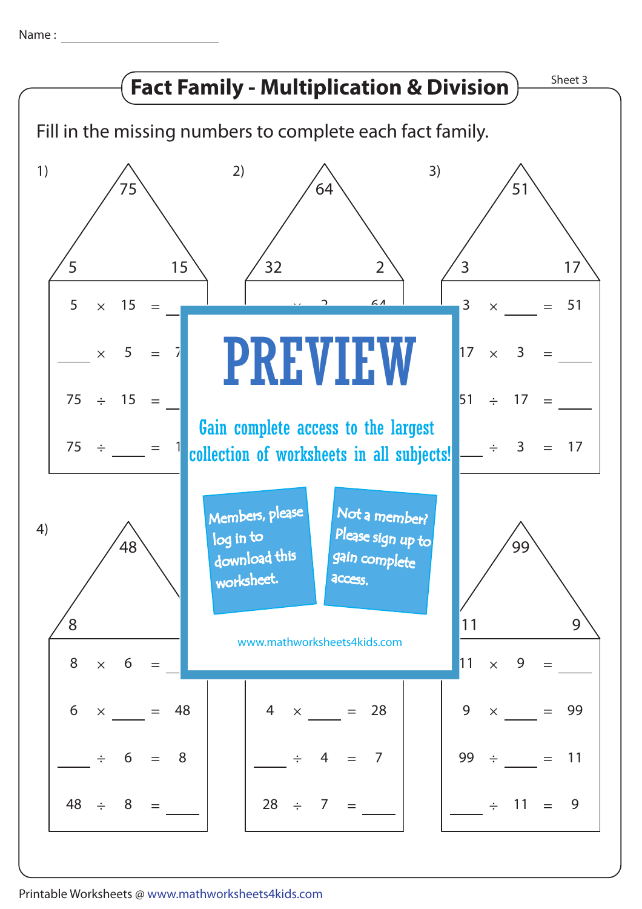Name : _______________

# Fact Family - Multiplication & Division

Sheet 3

Fill in the missing numbers to complete each fact family.

**1)**

75

5 15

$5 \times 15 =$ ____

____ $\times 5 =$ 7

$75 \div 15 =$ ____

$75 \div$ ____ $=$ 1

**2)**

64

32 2

× 2 64

**3)**

51

3 17

$3 \times$ ____ $= 51$

$17 \times 3 =$ ____

$51 \div 17 =$ ____

____ $\div 3 = 17$

**4)**

48

8

$8 \times 6 =$

$6 \times$ ____ $= 48$

____ $\div 6 = 8$

$48 \div 8 =$ ____

**5)**

$4 \times$ ____ $= 28$

____ $\div 4 = 7$

$28 \div 7 =$ ____

**6)**

99

11 9

$11 \times 9 =$ ____

$9 \times$ ____ $= 99$

$99 \div$ ____ $= 11$

____ $\div 11 = 9$

PREVIEW

Gain complete access to the largest collection of worksheets in all subjects!

Members, please log in to download this worksheet.

Not a member? Please sign up to gain complete access.

www.mathworksheets4kids.com

Printable Worksheets @ www.mathworksheets4kids.com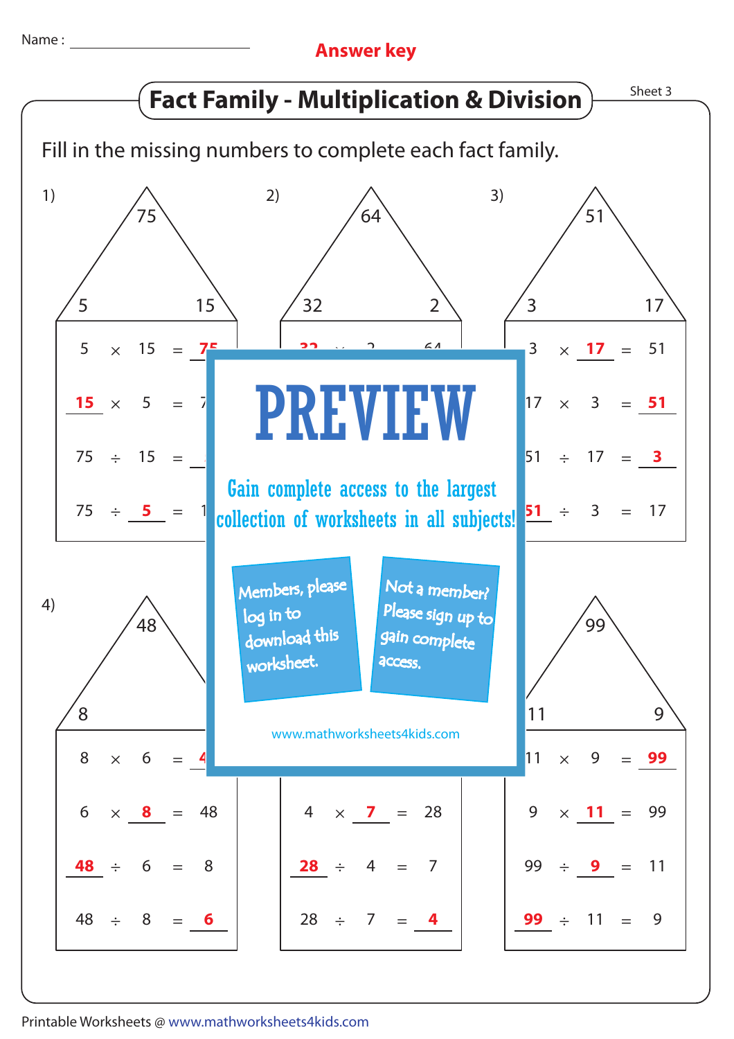Name : ____________________

**Answer key**

# Fact Family - Multiplication & Division

Sheet 3

Fill in the missing numbers to complete each fact family.

1)

75

5 15

$5 \times 15 = $ **75**

**15** $\times 5 = 7$

$75 \div 15 = $

$75 \div $ **5** $= 1$

2)

64

32 2

**32** $\times 2 = 64$

3)

51

3 17

$3 \times $ **17** $= 51$

$17 \times 3 = $ **51**

$51 \div 17 = $ **3**

**51** $\div 3 = 17$

4)

48

8

$8 \times 6 = 4$

$6 \times $ **8** $= 48$

**48** $\div 6 = 8$

$48 \div 8 = $ **6**

$4 \times $ **7** $= 28$

**28** $\div 4 = 7$

$28 \div 7 = $ **4**

99

11 9

$11 \times 9 = $ **99**

$9 \times $ **11** $= 99$

$99 \div $ **9** $= 11$

**99** $\div 11 = 9$

PREVIEW

Gain complete access to the largest collection of worksheets in all subjects!

Members, please log in to download this worksheet.

Not a member? Please sign up to gain complete access.

www.mathworksheets4kids.com

Printable Worksheets @ www.mathworksheets4kids.com